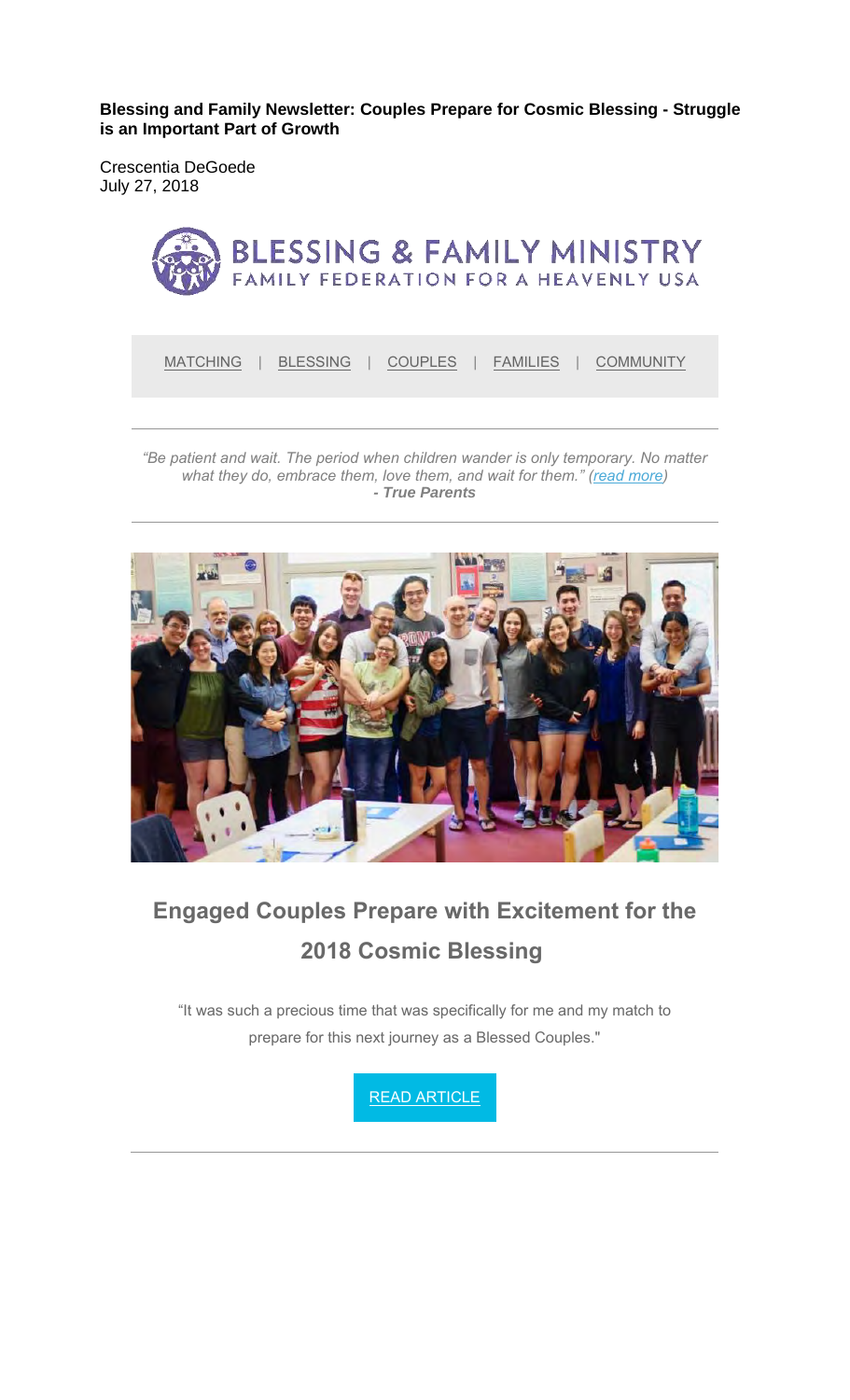**Blessing and Family Newsletter: Couples Prepare for Cosmic Blessing - Struggle is an Important Part of Growth**

Crescentia DeGoede
July 27, 2018

BLESSING & FAMILY MINISTRY
FAMILY FEDERATION FOR A HEAVENLY USA

MATCHING | BLESSING | COUPLES | FAMILIES | COMMUNITY

---

*"Be patient and wait. The period when children wander is only temporary. No matter what they do, embrace them, love them, and wait for them." (read more)*
***- True Parents***

---

## Engaged Couples Prepare with Excitement for the 2018 Cosmic Blessing

"It was such a precious time that was specifically for me and my match to prepare for this next journey as a Blessed Couples."

READ ARTICLE

---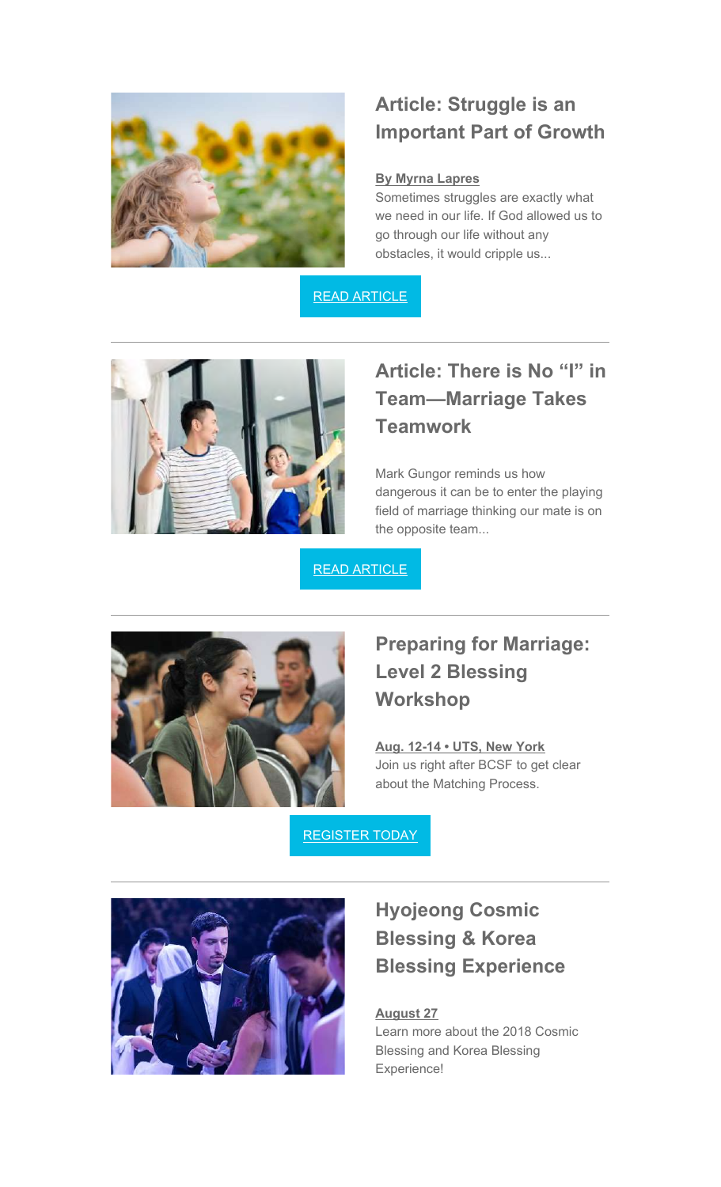## Article: Struggle is an Important Part of Growth

**By Myrna Lapres**

Sometimes struggles are exactly what we need in our life. If God allowed us to go through our life without any obstacles, it would cripple us...

READ ARTICLE

---

## Article: There is No "I" in Team—Marriage Takes Teamwork

Mark Gungor reminds us how dangerous it can be to enter the playing field of marriage thinking our mate is on the opposite team...

READ ARTICLE

---

## Preparing for Marriage: Level 2 Blessing Workshop

**Aug. 12-14 • UTS, New York**

Join us right after BCSF to get clear about the Matching Process.

REGISTER TODAY

---

## Hyojeong Cosmic Blessing & Korea Blessing Experience

**August 27**

Learn more about the 2018 Cosmic Blessing and Korea Blessing Experience!